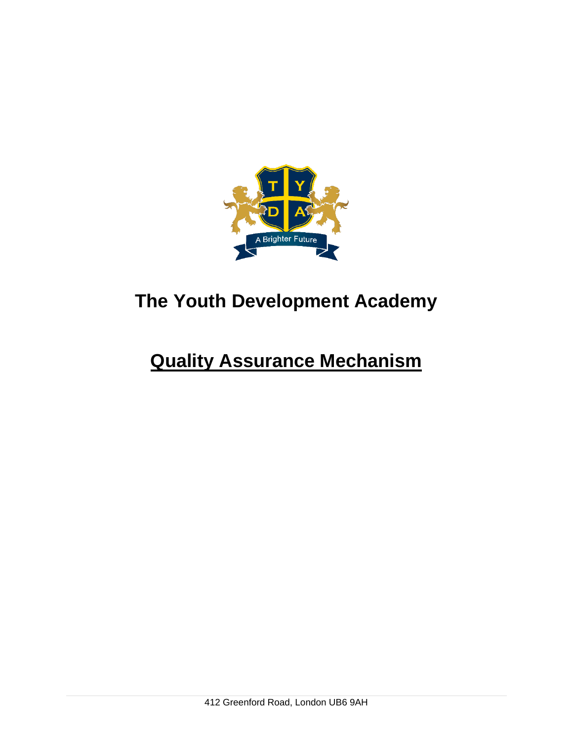# The Youth Development Academy

## Quality Assurance Mechanism

412 Greenford Road, London UB6 9AH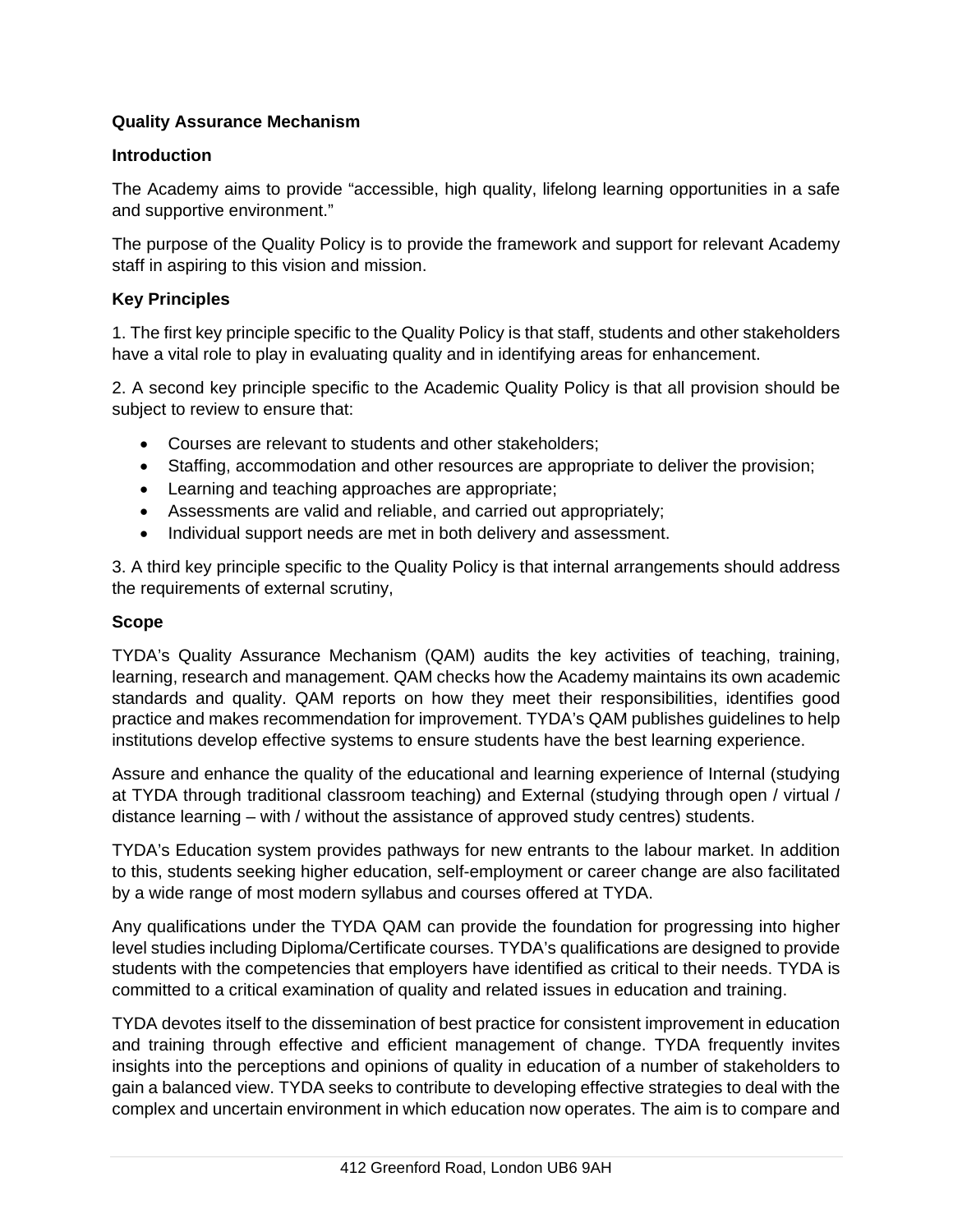**Quality Assurance Mechanism**

**Introduction**

The Academy aims to provide “accessible, high quality, lifelong learning opportunities in a safe and supportive environment.”

The purpose of the Quality Policy is to provide the framework and support for relevant Academy staff in aspiring to this vision and mission.

**Key Principles**

1. The first key principle specific to the Quality Policy is that staff, students and other stakeholders have a vital role to play in evaluating quality and in identifying areas for enhancement.

2. A second key principle specific to the Academic Quality Policy is that all provision should be subject to review to ensure that:

- Courses are relevant to students and other stakeholders;
- Staffing, accommodation and other resources are appropriate to deliver the provision;
- Learning and teaching approaches are appropriate;
- Assessments are valid and reliable, and carried out appropriately;
- Individual support needs are met in both delivery and assessment.

3. A third key principle specific to the Quality Policy is that internal arrangements should address the requirements of external scrutiny,

**Scope**

TYDA’s Quality Assurance Mechanism (QAM) audits the key activities of teaching, training, learning, research and management. QAM checks how the Academy maintains its own academic standards and quality. QAM reports on how they meet their responsibilities, identifies good practice and makes recommendation for improvement. TYDA’s QAM publishes guidelines to help institutions develop effective systems to ensure students have the best learning experience.

Assure and enhance the quality of the educational and learning experience of Internal (studying at TYDA through traditional classroom teaching) and External (studying through open / virtual / distance learning – with / without the assistance of approved study centres) students.

TYDA’s Education system provides pathways for new entrants to the labour market. In addition to this, students seeking higher education, self-employment or career change are also facilitated by a wide range of most modern syllabus and courses offered at TYDA.

Any qualifications under the TYDA QAM can provide the foundation for progressing into higher level studies including Diploma/Certificate courses. TYDA’s qualifications are designed to provide students with the competencies that employers have identified as critical to their needs. TYDA is committed to a critical examination of quality and related issues in education and training.

TYDA devotes itself to the dissemination of best practice for consistent improvement in education and training through effective and efficient management of change. TYDA frequently invites insights into the perceptions and opinions of quality in education of a number of stakeholders to gain a balanced view. TYDA seeks to contribute to developing effective strategies to deal with the complex and uncertain environment in which education now operates. The aim is to compare and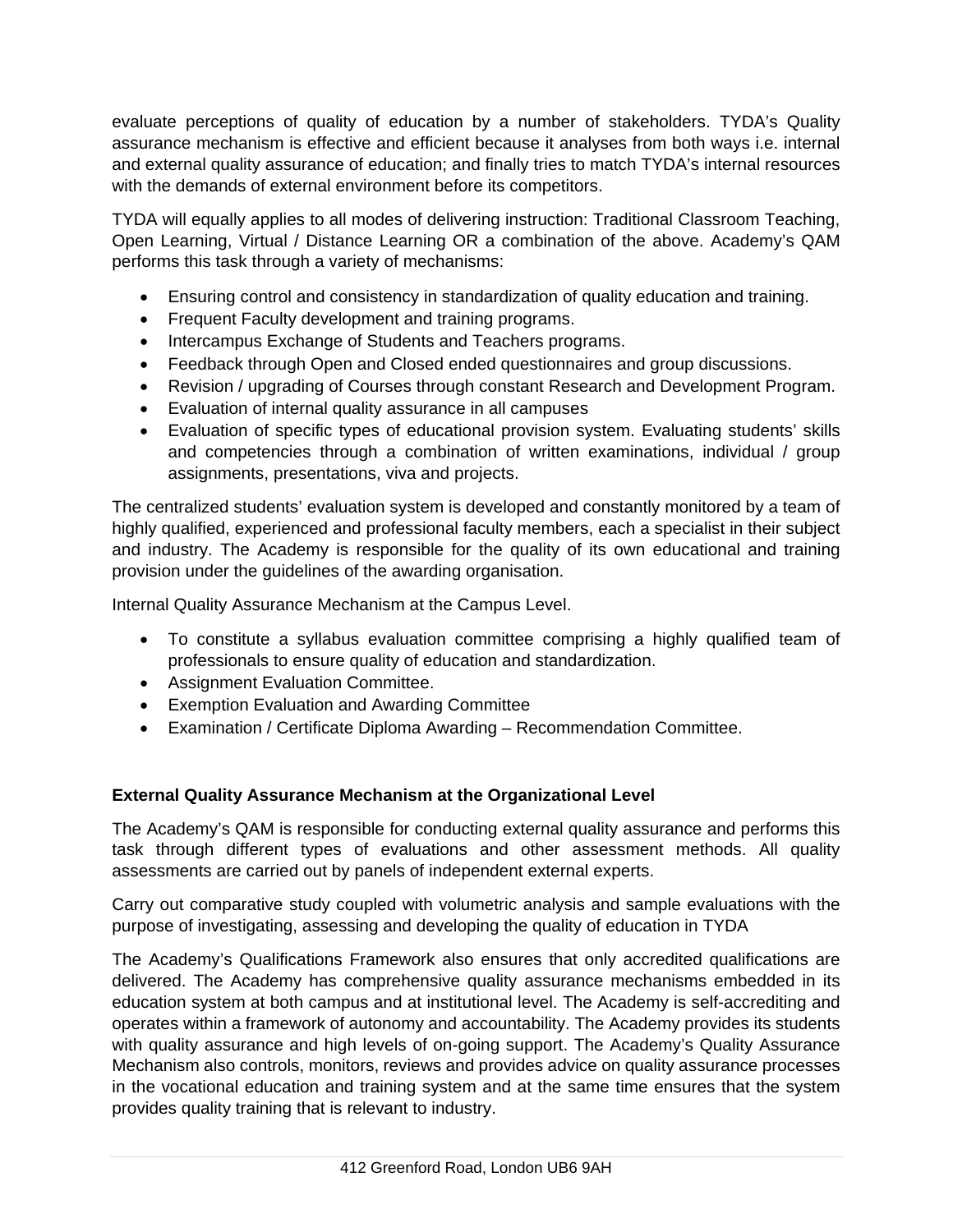evaluate perceptions of quality of education by a number of stakeholders. TYDA's Quality assurance mechanism is effective and efficient because it analyses from both ways i.e. internal and external quality assurance of education; and finally tries to match TYDA's internal resources with the demands of external environment before its competitors.

TYDA will equally applies to all modes of delivering instruction: Traditional Classroom Teaching, Open Learning, Virtual / Distance Learning OR a combination of the above. Academy's QAM performs this task through a variety of mechanisms:

- Ensuring control and consistency in standardization of quality education and training.
- Frequent Faculty development and training programs.
- Intercampus Exchange of Students and Teachers programs.
- Feedback through Open and Closed ended questionnaires and group discussions.
- Revision / upgrading of Courses through constant Research and Development Program.
- Evaluation of internal quality assurance in all campuses
- Evaluation of specific types of educational provision system. Evaluating students' skills and competencies through a combination of written examinations, individual / group assignments, presentations, viva and projects.

The centralized students' evaluation system is developed and constantly monitored by a team of highly qualified, experienced and professional faculty members, each a specialist in their subject and industry. The Academy is responsible for the quality of its own educational and training provision under the guidelines of the awarding organisation.

Internal Quality Assurance Mechanism at the Campus Level.

- To constitute a syllabus evaluation committee comprising a highly qualified team of professionals to ensure quality of education and standardization.
- Assignment Evaluation Committee.
- Exemption Evaluation and Awarding Committee
- Examination / Certificate Diploma Awarding – Recommendation Committee.

**External Quality Assurance Mechanism at the Organizational Level**

The Academy's QAM is responsible for conducting external quality assurance and performs this task through different types of evaluations and other assessment methods. All quality assessments are carried out by panels of independent external experts.

Carry out comparative study coupled with volumetric analysis and sample evaluations with the purpose of investigating, assessing and developing the quality of education in TYDA

The Academy's Qualifications Framework also ensures that only accredited qualifications are delivered. The Academy has comprehensive quality assurance mechanisms embedded in its education system at both campus and at institutional level. The Academy is self-accrediting and operates within a framework of autonomy and accountability. The Academy provides its students with quality assurance and high levels of on-going support. The Academy's Quality Assurance Mechanism also controls, monitors, reviews and provides advice on quality assurance processes in the vocational education and training system and at the same time ensures that the system provides quality training that is relevant to industry.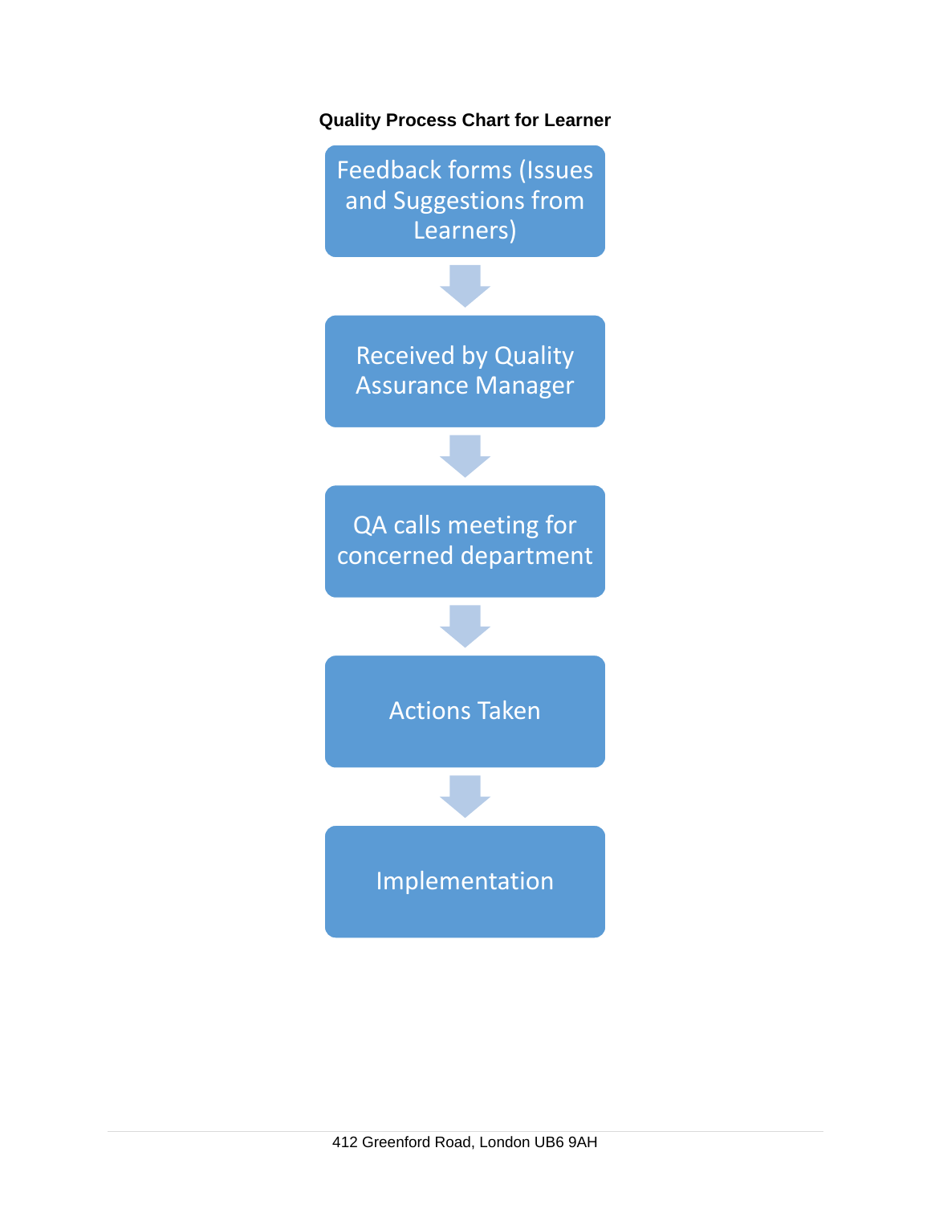**Quality Process Chart for Learner**

Feedback forms (Issues and Suggestions from Learners)

↓

Received by Quality Assurance Manager

↓

QA calls meeting for concerned department

↓

Actions Taken

↓

Implementation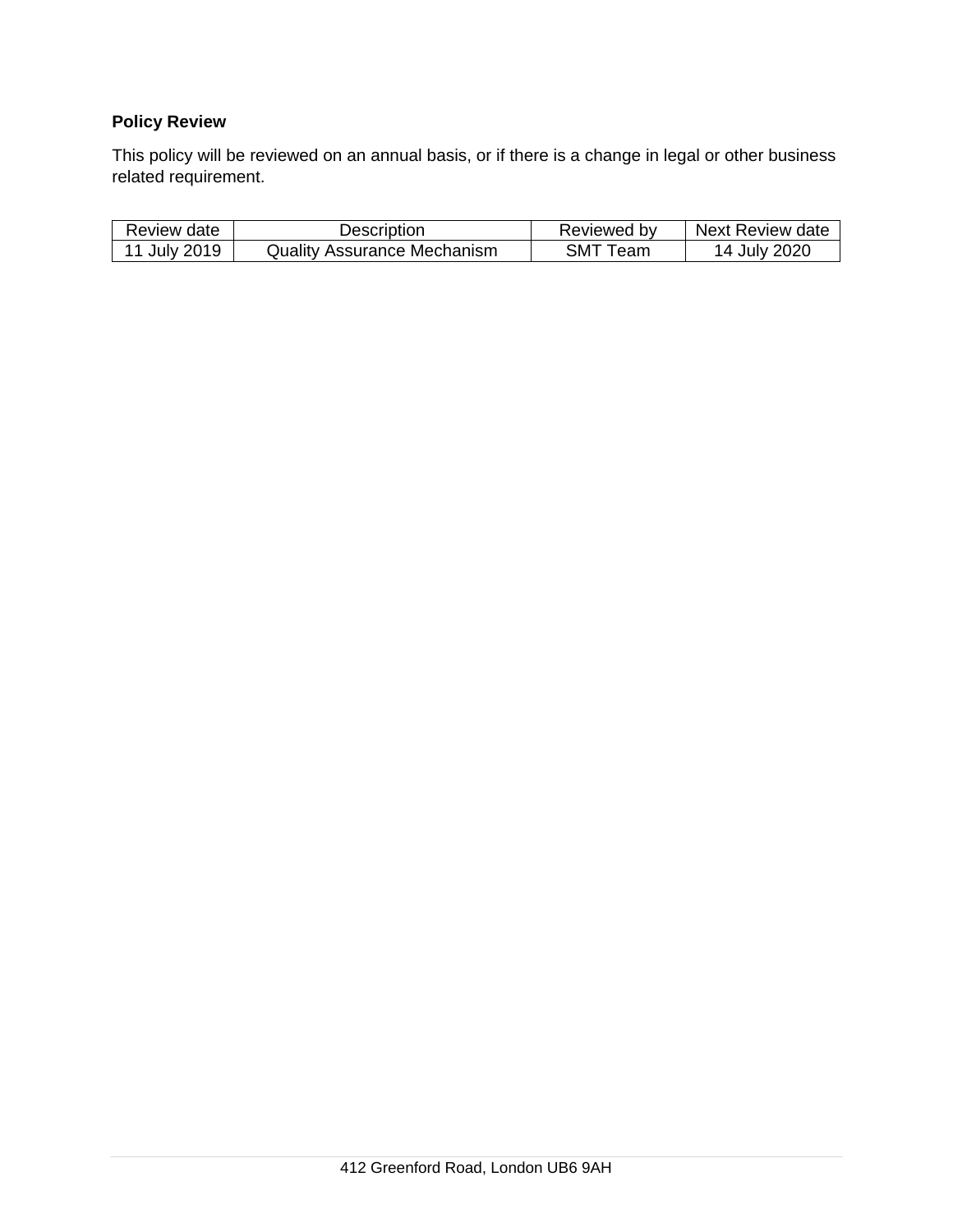**Policy Review**

This policy will be reviewed on an annual basis, or if there is a change in legal or other business related requirement.

| Review date | Description | Reviewed by | Next Review date |
|---|---|---|---|
| 11 July 2019 | Quality Assurance Mechanism | SMT Team | 14 July 2020 |